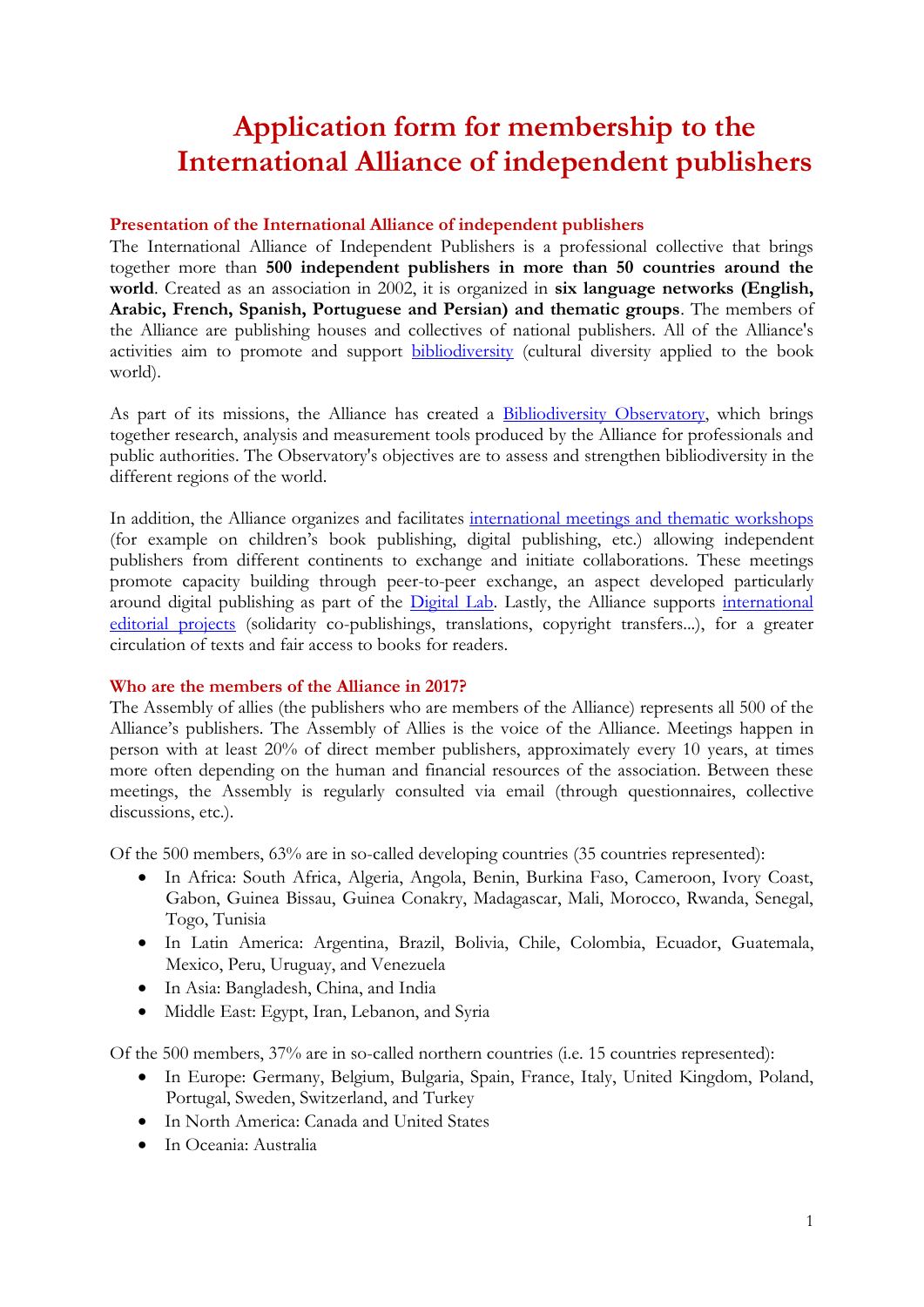# Application form for membership to the International Alliance of independent publishers

## Presentation of the International Alliance of independent publishers

The International Alliance of Independent Publishers is a professional collective that brings together more than **500 independent publishers in more than 50 countries around the world**. Created as an association in 2002, it is organized in **six language networks (English, Arabic, French, Spanish, Portuguese and Persian) and thematic groups**. The members of the Alliance are publishing houses and collectives of national publishers. All of the Alliance's activities aim to promote and support bibliodiversity (cultural diversity applied to the book world).

As part of its missions, the Alliance has created a Bibliodiversity Observatory, which brings together research, analysis and measurement tools produced by the Alliance for professionals and public authorities. The Observatory's objectives are to assess and strengthen bibliodiversity in the different regions of the world.

In addition, the Alliance organizes and facilitates international meetings and thematic workshops (for example on children's book publishing, digital publishing, etc.) allowing independent publishers from different continents to exchange and initiate collaborations. These meetings promote capacity building through peer-to-peer exchange, an aspect developed particularly around digital publishing as part of the Digital Lab. Lastly, the Alliance supports international editorial projects (solidarity co-publishings, translations, copyright transfers...), for a greater circulation of texts and fair access to books for readers.

## Who are the members of the Alliance in 2017?

The Assembly of allies (the publishers who are members of the Alliance) represents all 500 of the Alliance's publishers. The Assembly of Allies is the voice of the Alliance. Meetings happen in person with at least 20% of direct member publishers, approximately every 10 years, at times more often depending on the human and financial resources of the association. Between these meetings, the Assembly is regularly consulted via email (through questionnaires, collective discussions, etc.).

Of the 500 members, 63% are in so-called developing countries (35 countries represented):

- In Africa: South Africa, Algeria, Angola, Benin, Burkina Faso, Cameroon, Ivory Coast, Gabon, Guinea Bissau, Guinea Conakry, Madagascar, Mali, Morocco, Rwanda, Senegal, Togo, Tunisia
- In Latin America: Argentina, Brazil, Bolivia, Chile, Colombia, Ecuador, Guatemala, Mexico, Peru, Uruguay, and Venezuela
- In Asia: Bangladesh, China, and India
- Middle East: Egypt, Iran, Lebanon, and Syria

Of the 500 members, 37% are in so-called northern countries (i.e. 15 countries represented):

- In Europe: Germany, Belgium, Bulgaria, Spain, France, Italy, United Kingdom, Poland, Portugal, Sweden, Switzerland, and Turkey
- In North America: Canada and United States
- In Oceania: Australia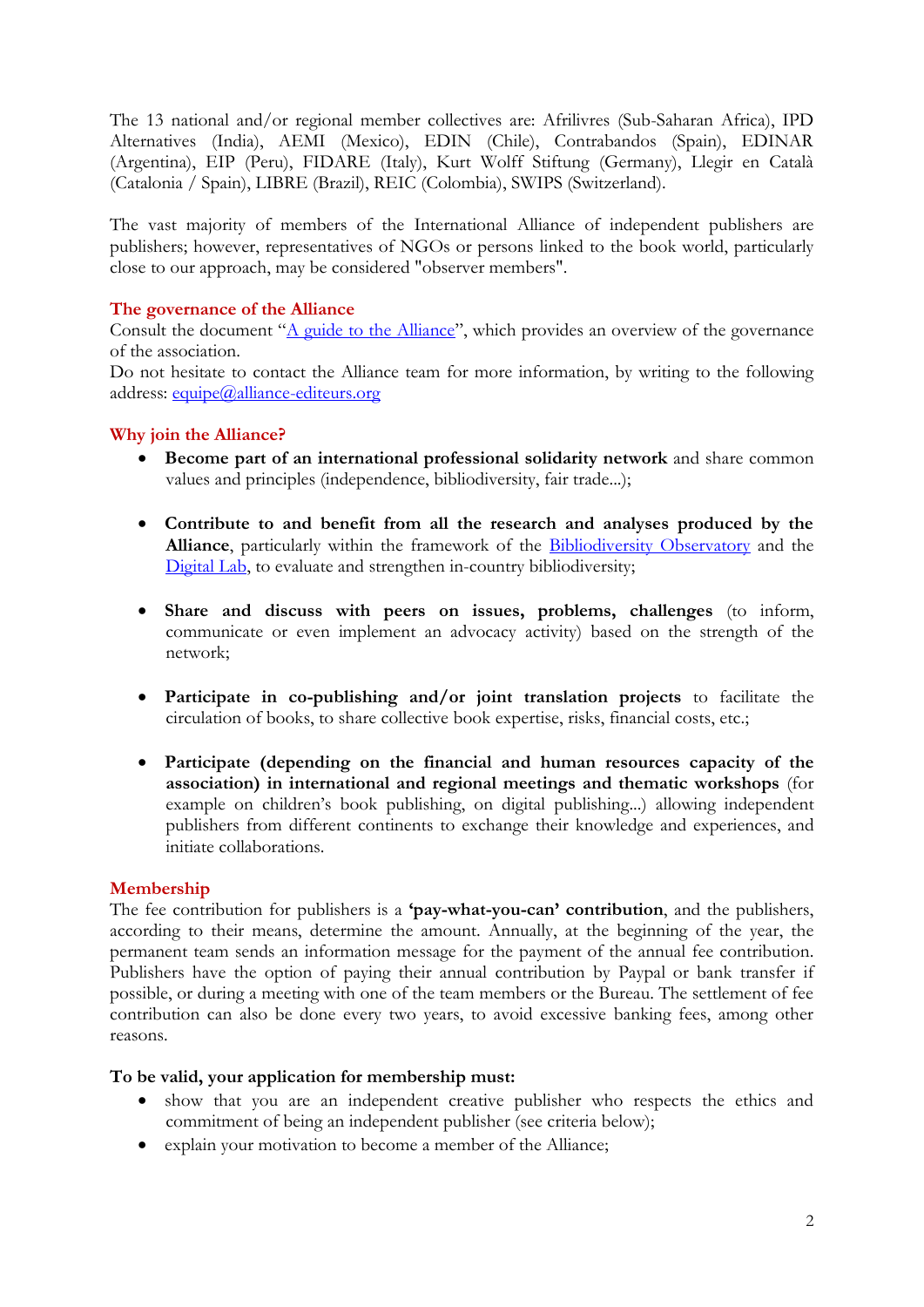The 13 national and/or regional member collectives are: Afrilivres (Sub-Saharan Africa), IPD Alternatives (India), AEMI (Mexico), EDIN (Chile), Contrabandos (Spain), EDINAR (Argentina), EIP (Peru), FIDARE (Italy), Kurt Wolff Stiftung (Germany), Llegir en Català (Catalonia / Spain), LIBRE (Brazil), REIC (Colombia), SWIPS (Switzerland).

The vast majority of members of the International Alliance of independent publishers are publishers; however, representatives of NGOs or persons linked to the book world, particularly close to our approach, may be considered "observer members".

## The governance of the Alliance

Consult the document "A guide to the Alliance", which provides an overview of the governance of the association.
Do not hesitate to contact the Alliance team for more information, by writing to the following address: equipe@alliance-editeurs.org

## Why join the Alliance?

- **Become part of an international professional solidarity network** and share common values and principles (independence, bibliodiversity, fair trade...);
- **Contribute to and benefit from all the research and analyses produced by the Alliance**, particularly within the framework of the Bibliodiversity Observatory and the Digital Lab, to evaluate and strengthen in-country bibliodiversity;
- **Share and discuss with peers on issues, problems, challenges** (to inform, communicate or even implement an advocacy activity) based on the strength of the network;
- **Participate in co-publishing and/or joint translation projects** to facilitate the circulation of books, to share collective book expertise, risks, financial costs, etc.;
- **Participate (depending on the financial and human resources capacity of the association) in international and regional meetings and thematic workshops** (for example on children's book publishing, on digital publishing...) allowing independent publishers from different continents to exchange their knowledge and experiences, and initiate collaborations.

## Membership

The fee contribution for publishers is a **'pay-what-you-can' contribution**, and the publishers, according to their means, determine the amount. Annually, at the beginning of the year, the permanent team sends an information message for the payment of the annual fee contribution. Publishers have the option of paying their annual contribution by Paypal or bank transfer if possible, or during a meeting with one of the team members or the Bureau. The settlement of fee contribution can also be done every two years, to avoid excessive banking fees, among other reasons.

**To be valid, your application for membership must:**

- show that you are an independent creative publisher who respects the ethics and commitment of being an independent publisher (see criteria below);
- explain your motivation to become a member of the Alliance;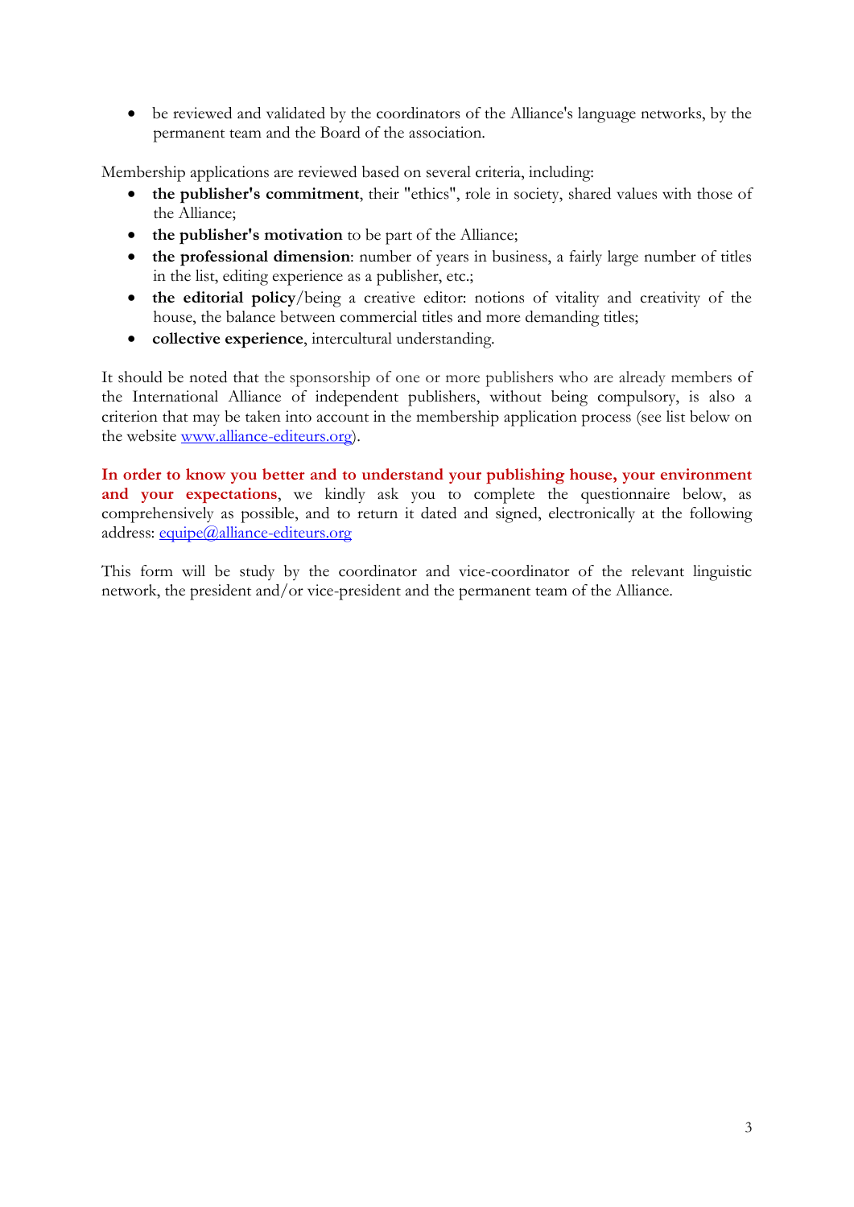- be reviewed and validated by the coordinators of the Alliance's language networks, by the permanent team and the Board of the association.

Membership applications are reviewed based on several criteria, including:

- **the publisher's commitment**, their "ethics", role in society, shared values with those of the Alliance;
- **the publisher's motivation** to be part of the Alliance;
- **the professional dimension**: number of years in business, a fairly large number of titles in the list, editing experience as a publisher, etc.;
- **the editorial policy**/being a creative editor: notions of vitality and creativity of the house, the balance between commercial titles and more demanding titles;
- **collective experience**, intercultural understanding.

It should be noted that the sponsorship of one or more publishers who are already members of the International Alliance of independent publishers, without being compulsory, is also a criterion that may be taken into account in the membership application process (see list below on the website www.alliance-editeurs.org).

**In order to know you better and to understand your publishing house, your environment and your expectations**, we kindly ask you to complete the questionnaire below, as comprehensively as possible, and to return it dated and signed, electronically at the following address: equipe@alliance-editeurs.org

This form will be study by the coordinator and vice-coordinator of the relevant linguistic network, the president and/or vice-president and the permanent team of the Alliance.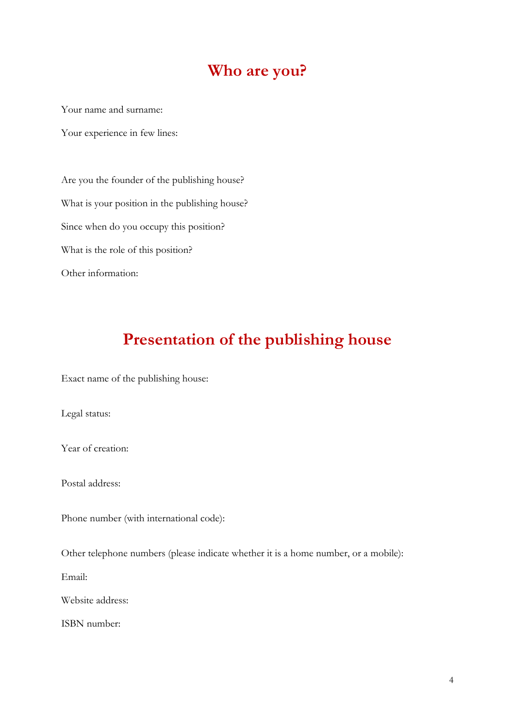# Who are you?

Your name and surname:

Your experience in few lines:

Are you the founder of the publishing house?

What is your position in the publishing house?

Since when do you occupy this position?

What is the role of this position?

Other information:

# Presentation of the publishing house

Exact name of the publishing house:

Legal status:

Year of creation:

Postal address:

Phone number (with international code):

Other telephone numbers (please indicate whether it is a home number, or a mobile):

Email:

Website address:

ISBN number: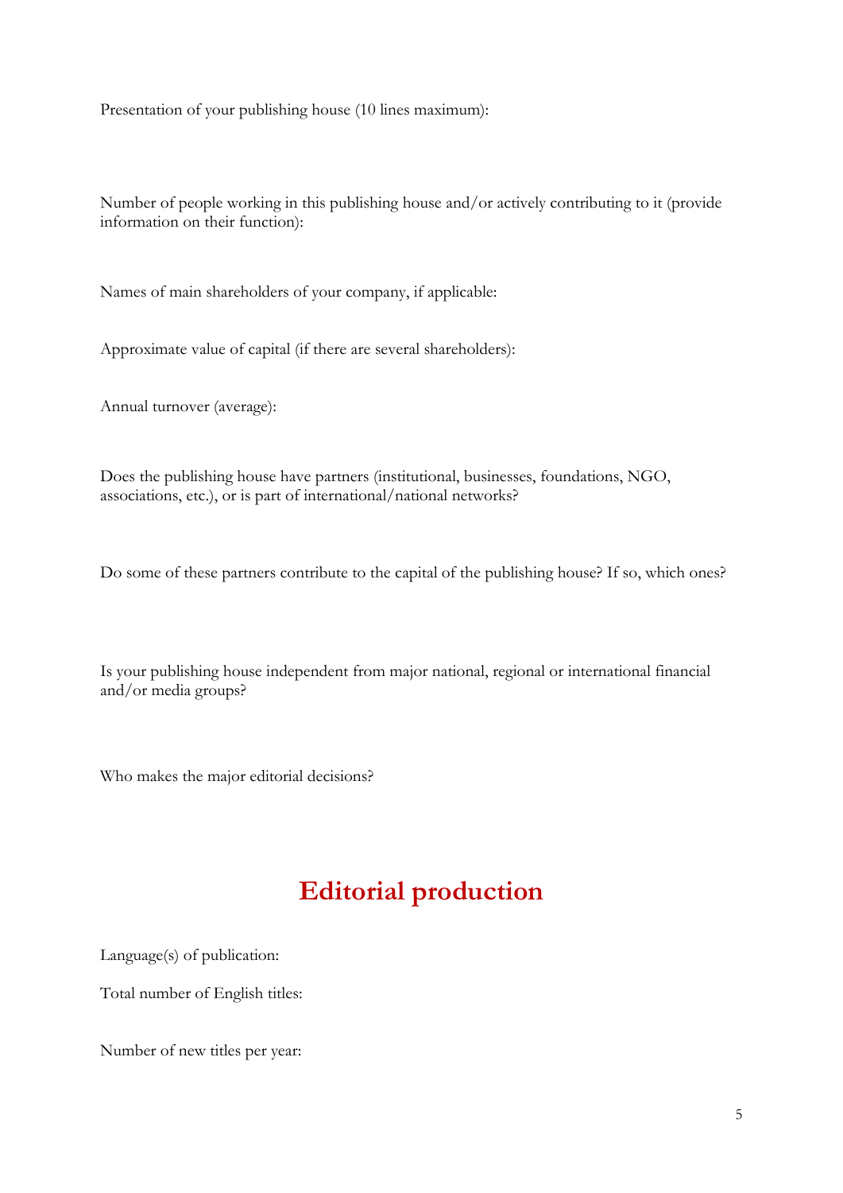Presentation of your publishing house (10 lines maximum):

Number of people working in this publishing house and/or actively contributing to it (provide information on their function):

Names of main shareholders of your company, if applicable:

Approximate value of capital (if there are several shareholders):

Annual turnover (average):

Does the publishing house have partners (institutional, businesses, foundations, NGO, associations, etc.), or is part of international/national networks?

Do some of these partners contribute to the capital of the publishing house? If so, which ones?

Is your publishing house independent from major national, regional or international financial and/or media groups?

Who makes the major editorial decisions?

# Editorial production

Language(s) of publication:

Total number of English titles:

Number of new titles per year: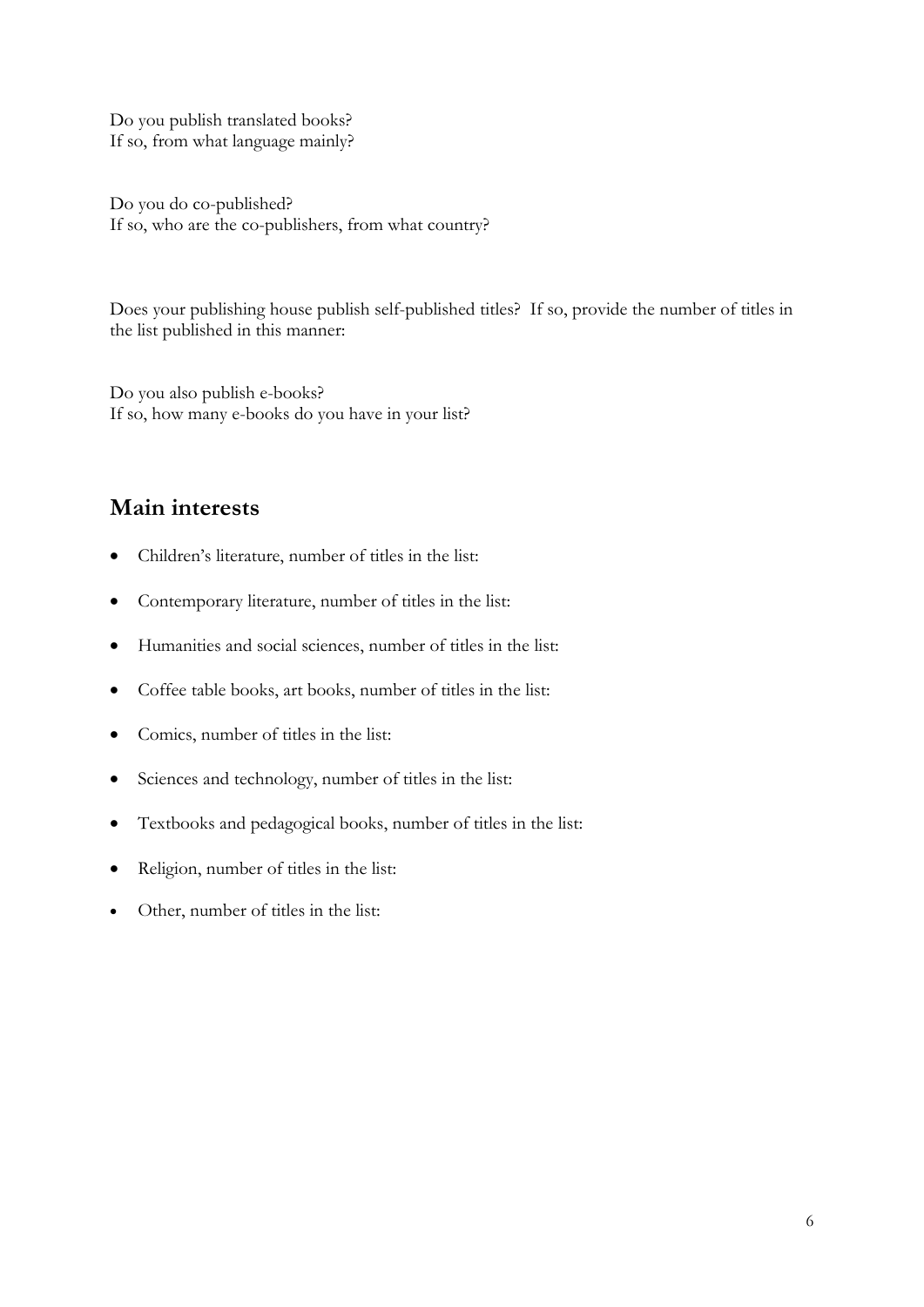Do you publish translated books?
If so, from what language mainly?

Do you do co-published?
If so, who are the co-publishers, from what country?

Does your publishing house publish self-published titles? If so, provide the number of titles in the list published in this manner:

Do you also publish e-books?
If so, how many e-books do you have in your list?

## Main interests

- Children's literature, number of titles in the list:
- Contemporary literature, number of titles in the list:
- Humanities and social sciences, number of titles in the list:
- Coffee table books, art books, number of titles in the list:
- Comics, number of titles in the list:
- Sciences and technology, number of titles in the list:
- Textbooks and pedagogical books, number of titles in the list:
- Religion, number of titles in the list:
- Other, number of titles in the list: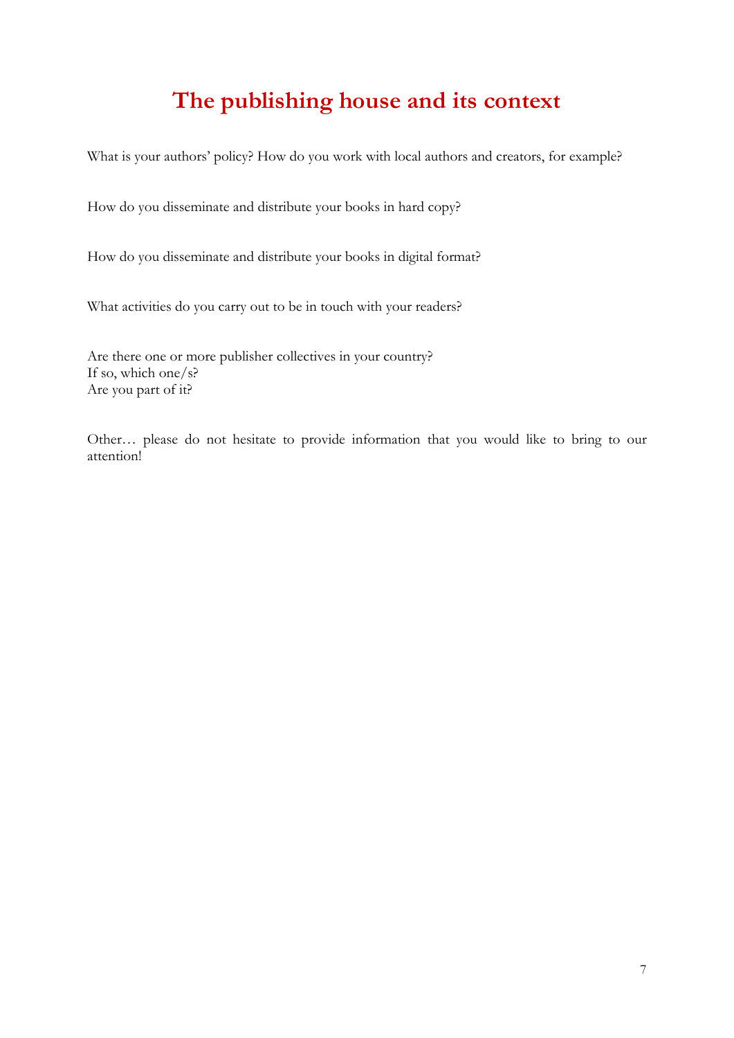# The publishing house and its context

What is your authors' policy? How do you work with local authors and creators, for example?

How do you disseminate and distribute your books in hard copy?

How do you disseminate and distribute your books in digital format?

What activities do you carry out to be in touch with your readers?

Are there one or more publisher collectives in your country?
If so, which one/s?
Are you part of it?

Other… please do not hesitate to provide information that you would like to bring to our attention!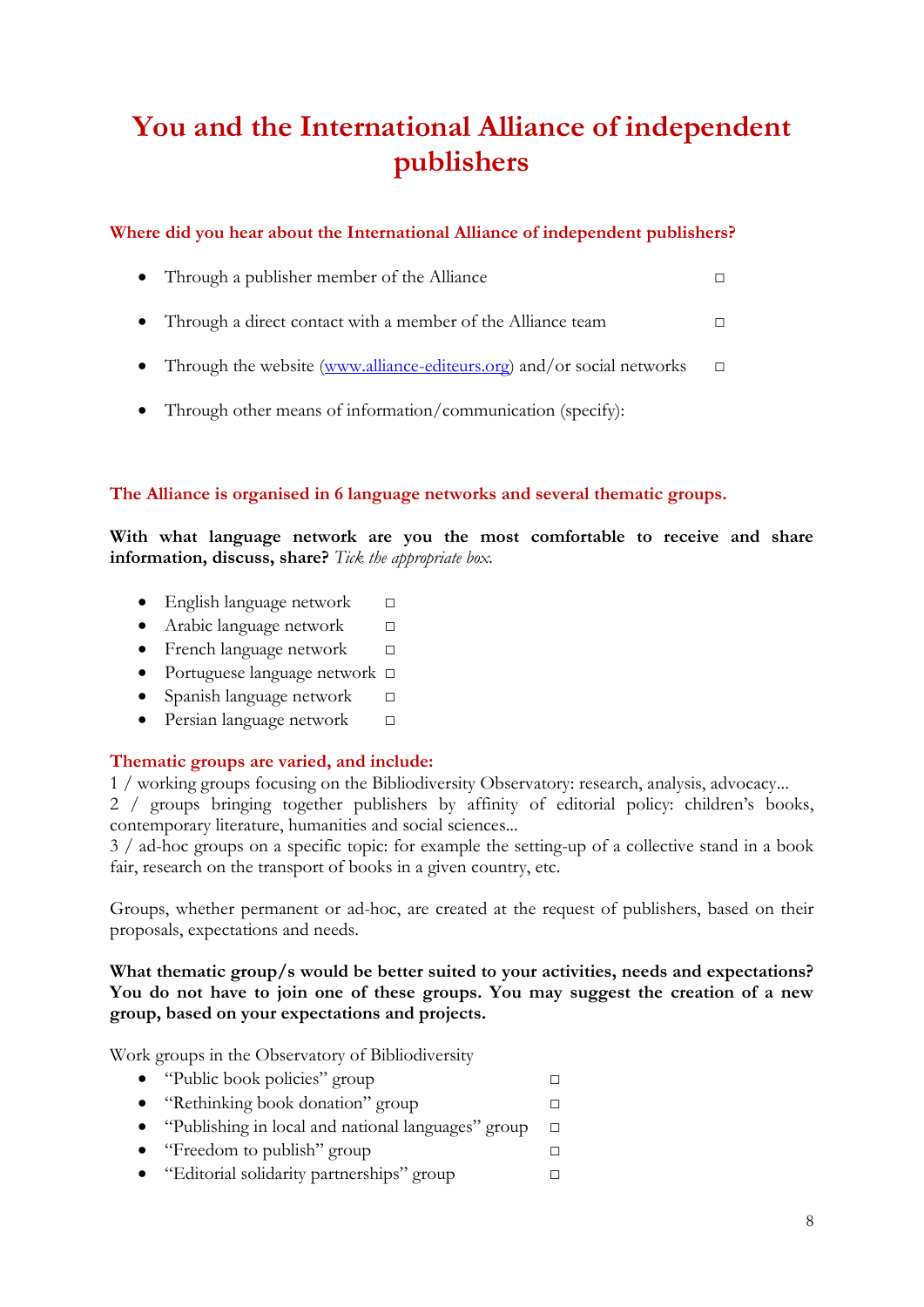# You and the International Alliance of independent publishers

**Where did you hear about the International Alliance of independent publishers?**

- Through a publisher member of the Alliance □
- Through a direct contact with a member of the Alliance team □
- Through the website ([www.alliance-editeurs.org](http://www.alliance-editeurs.org)) and/or social networks □
- Through other means of information/communication (specify):

**The Alliance is organised in 6 language networks and several thematic groups.**

**With what language network are you the most comfortable to receive and share information, discuss, share?** *Tick the appropriate box.*

- English language network □
- Arabic language network □
- French language network □
- Portuguese language network □
- Spanish language network □
- Persian language network □

**Thematic groups are varied, and include:**

1 / working groups focusing on the Bibliodiversity Observatory: research, analysis, advocacy...
2 / groups bringing together publishers by affinity of editorial policy: children's books, contemporary literature, humanities and social sciences...
3 / ad-hoc groups on a specific topic: for example the setting-up of a collective stand in a book fair, research on the transport of books in a given country, etc.

Groups, whether permanent or ad-hoc, are created at the request of publishers, based on their proposals, expectations and needs.

**What thematic group/s would be better suited to your activities, needs and expectations? You do not have to join one of these groups. You may suggest the creation of a new group, based on your expectations and projects.**

Work groups in the Observatory of Bibliodiversity

- "Public book policies" group □
- "Rethinking book donation" group □
- "Publishing in local and national languages" group □
- "Freedom to publish" group □
- "Editorial solidarity partnerships" group □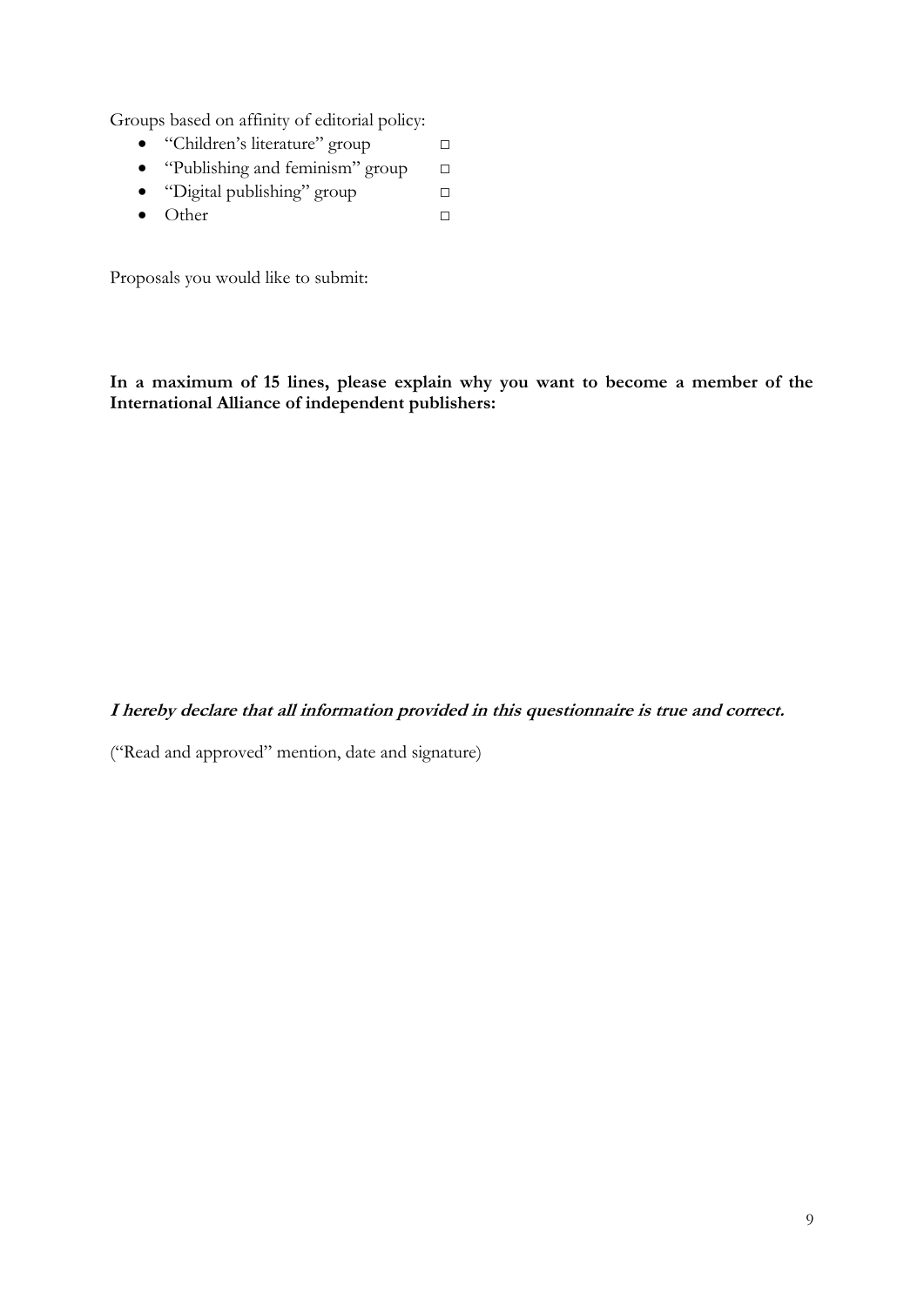Groups based on affinity of editorial policy:

- "Children's literature" group □
- "Publishing and feminism" group □
- "Digital publishing" group □
- Other □

Proposals you would like to submit:

**In a maximum of 15 lines, please explain why you want to become a member of the International Alliance of independent publishers:**

***I hereby declare that all information provided in this questionnaire is true and correct.***

("Read and approved" mention, date and signature)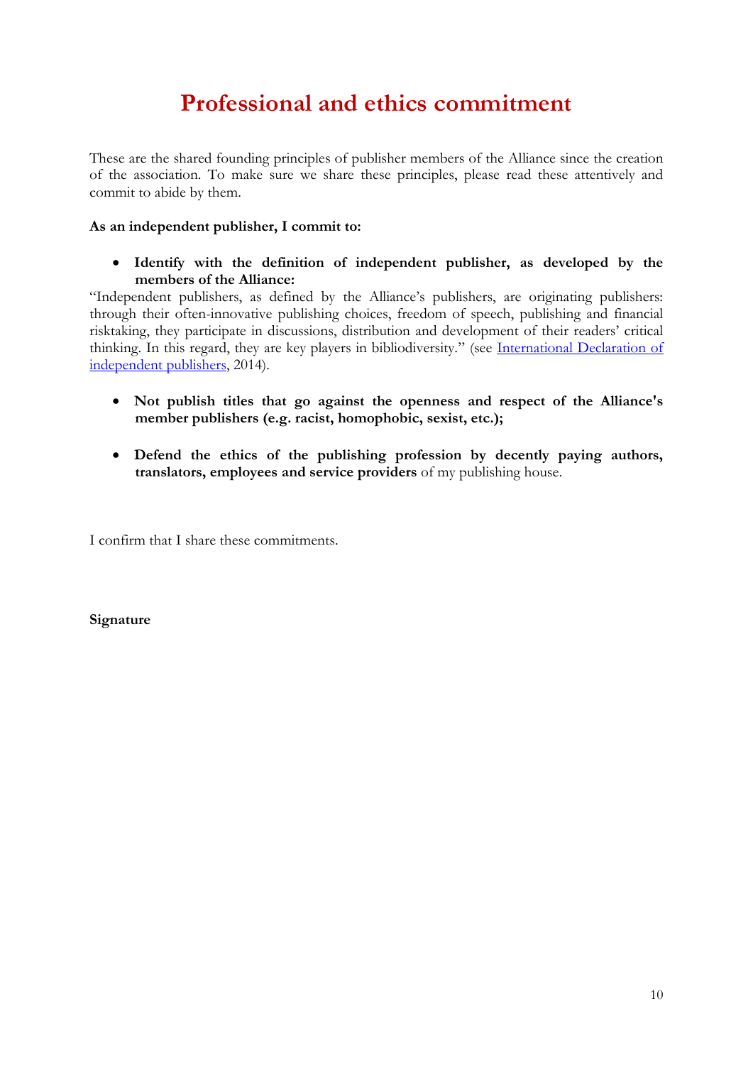# Professional and ethics commitment

These are the shared founding principles of publisher members of the Alliance since the creation of the association. To make sure we share these principles, please read these attentively and commit to abide by them.

**As an independent publisher, I commit to:**

- **Identify with the definition of independent publisher, as developed by the members of the Alliance:**

"Independent publishers, as defined by the Alliance's publishers, are originating publishers: through their often-innovative publishing choices, freedom of speech, publishing and financial risktaking, they participate in discussions, distribution and development of their readers' critical thinking. In this regard, they are key players in bibliodiversity." (see International Declaration of independent publishers, 2014).

- **Not publish titles that go against the openness and respect of the Alliance's member publishers (e.g. racist, homophobic, sexist, etc.);**

- **Defend the ethics of the publishing profession by decently paying authors, translators, employees and service providers** of my publishing house.

I confirm that I share these commitments.

**Signature**